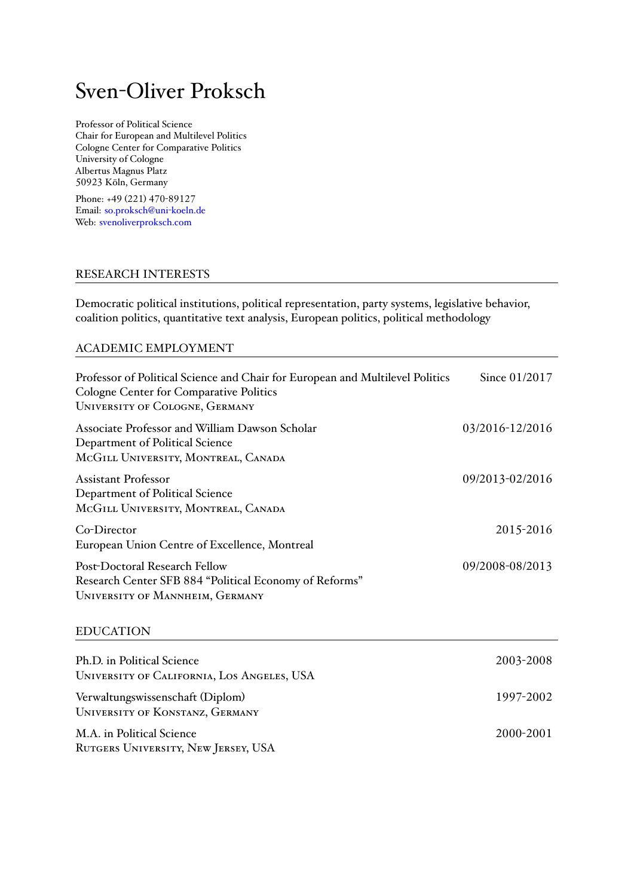# Sven-Oliver Proksch

Professor of Political Science
Chair for European and Multilevel Politics
Cologne Center for Comparative Politics
University of Cologne
Albertus Magnus Platz
50923 Köln, Germany

Phone: +49 (221) 470-89127
Email: so.proksch@uni-koeln.de
Web: svenoliverproksch.com

## RESEARCH INTERESTS

Democratic political institutions, political representation, party systems, legislative behavior, coalition politics, quantitative text analysis, European politics, political methodology

## ACADEMIC EMPLOYMENT

Professor of Political Science and Chair for European and Multilevel Politics — Since 01/2017
Cologne Center for Comparative Politics
University of Cologne, Germany

Associate Professor and William Dawson Scholar — 03/2016-12/2016
Department of Political Science
McGill University, Montreal, Canada

Assistant Professor — 09/2013-02/2016
Department of Political Science
McGill University, Montreal, Canada

Co-Director — 2015-2016
European Union Centre of Excellence, Montreal

Post-Doctoral Research Fellow — 09/2008-08/2013
Research Center SFB 884 "Political Economy of Reforms"
University of Mannheim, Germany

## EDUCATION

Ph.D. in Political Science — 2003-2008
University of California, Los Angeles, USA

Verwaltungswissenschaft (Diplom) — 1997-2002
University of Konstanz, Germany

M.A. in Political Science — 2000-2001
Rutgers University, New Jersey, USA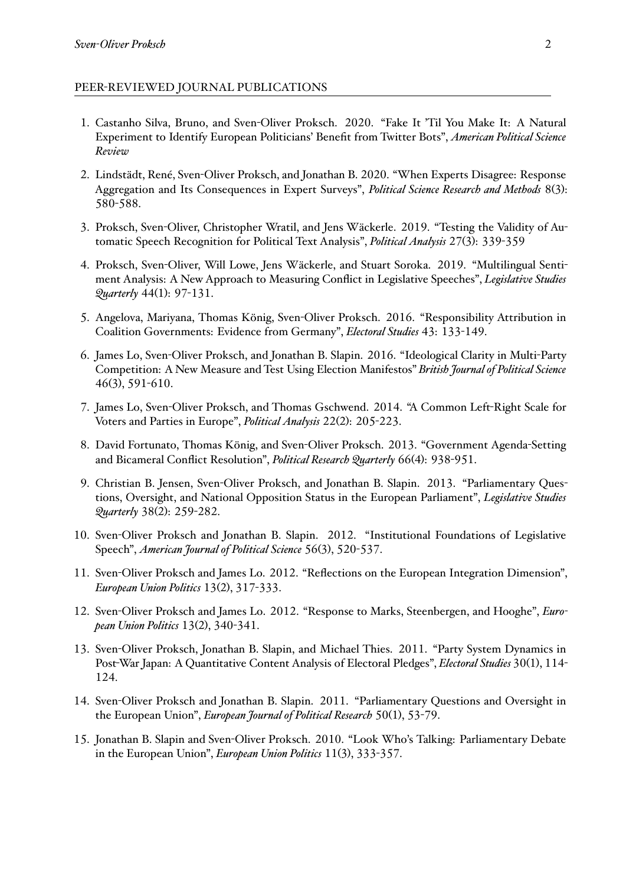## PEER-REVIEWED JOURNAL PUBLICATIONS

1. Castanho Silva, Bruno, and Sven-Oliver Proksch. 2020. "Fake It 'Til You Make It: A Natural Experiment to Identify European Politicians' Benefit from Twitter Bots", *American Political Science Review*

2. Lindstädt, René, Sven-Oliver Proksch, and Jonathan B. 2020. "When Experts Disagree: Response Aggregation and Its Consequences in Expert Surveys", *Political Science Research and Methods* 8(3): 580-588.

3. Proksch, Sven-Oliver, Christopher Wratil, and Jens Wäckerle. 2019. "Testing the Validity of Automatic Speech Recognition for Political Text Analysis", *Political Analysis* 27(3): 339-359

4. Proksch, Sven-Oliver, Will Lowe, Jens Wäckerle, and Stuart Soroka. 2019. "Multilingual Sentiment Analysis: A New Approach to Measuring Conflict in Legislative Speeches", *Legislative Studies Quarterly* 44(1): 97-131.

5. Angelova, Mariyana, Thomas König, Sven-Oliver Proksch. 2016. "Responsibility Attribution in Coalition Governments: Evidence from Germany", *Electoral Studies* 43: 133-149.

6. James Lo, Sven-Oliver Proksch, and Jonathan B. Slapin. 2016. "Ideological Clarity in Multi-Party Competition: A New Measure and Test Using Election Manifestos" *British Journal of Political Science* 46(3), 591-610.

7. James Lo, Sven-Oliver Proksch, and Thomas Gschwend. 2014. "A Common Left-Right Scale for Voters and Parties in Europe", *Political Analysis* 22(2): 205-223.

8. David Fortunato, Thomas König, and Sven-Oliver Proksch. 2013. "Government Agenda-Setting and Bicameral Conflict Resolution", *Political Research Quarterly* 66(4): 938-951.

9. Christian B. Jensen, Sven-Oliver Proksch, and Jonathan B. Slapin. 2013. "Parliamentary Questions, Oversight, and National Opposition Status in the European Parliament", *Legislative Studies Quarterly* 38(2): 259-282.

10. Sven-Oliver Proksch and Jonathan B. Slapin. 2012. "Institutional Foundations of Legislative Speech", *American Journal of Political Science* 56(3), 520-537.

11. Sven-Oliver Proksch and James Lo. 2012. "Reflections on the European Integration Dimension", *European Union Politics* 13(2), 317-333.

12. Sven-Oliver Proksch and James Lo. 2012. "Response to Marks, Steenbergen, and Hooghe", *European Union Politics* 13(2), 340-341.

13. Sven-Oliver Proksch, Jonathan B. Slapin, and Michael Thies. 2011. "Party System Dynamics in Post-War Japan: A Quantitative Content Analysis of Electoral Pledges", *Electoral Studies* 30(1), 114-124.

14. Sven-Oliver Proksch and Jonathan B. Slapin. 2011. "Parliamentary Questions and Oversight in the European Union", *European Journal of Political Research* 50(1), 53-79.

15. Jonathan B. Slapin and Sven-Oliver Proksch. 2010. "Look Who's Talking: Parliamentary Debate in the European Union", *European Union Politics* 11(3), 333-357.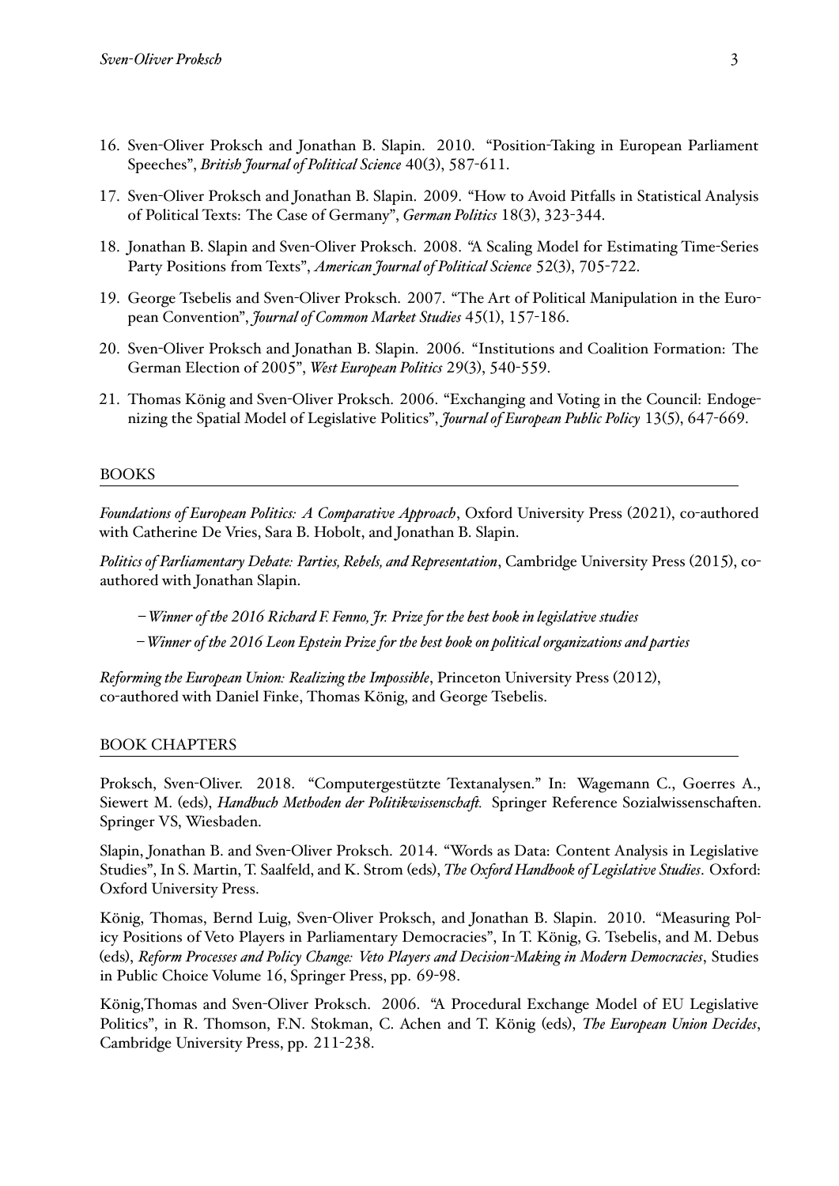16. Sven-Oliver Proksch and Jonathan B. Slapin. 2010. "Position-Taking in European Parliament Speeches", *British Journal of Political Science* 40(3), 587-611.

17. Sven-Oliver Proksch and Jonathan B. Slapin. 2009. "How to Avoid Pitfalls in Statistical Analysis of Political Texts: The Case of Germany", *German Politics* 18(3), 323-344.

18. Jonathan B. Slapin and Sven-Oliver Proksch. 2008. "A Scaling Model for Estimating Time-Series Party Positions from Texts", *American Journal of Political Science* 52(3), 705-722.

19. George Tsebelis and Sven-Oliver Proksch. 2007. "The Art of Political Manipulation in the European Convention", *Journal of Common Market Studies* 45(1), 157-186.

20. Sven-Oliver Proksch and Jonathan B. Slapin. 2006. "Institutions and Coalition Formation: The German Election of 2005", *West European Politics* 29(3), 540-559.

21. Thomas König and Sven-Oliver Proksch. 2006. "Exchanging and Voting in the Council: Endogenizing the Spatial Model of Legislative Politics", *Journal of European Public Policy* 13(5), 647-669.

## BOOKS

*Foundations of European Politics: A Comparative Approach*, Oxford University Press (2021), co-authored with Catherine De Vries, Sara B. Hobolt, and Jonathan B. Slapin.

*Politics of Parliamentary Debate: Parties, Rebels, and Representation*, Cambridge University Press (2015), co-authored with Jonathan Slapin.

- *Winner of the 2016 Richard F. Fenno, Jr. Prize for the best book in legislative studies*
- *Winner of the 2016 Leon Epstein Prize for the best book on political organizations and parties*

*Reforming the European Union: Realizing the Impossible*, Princeton University Press (2012), co-authored with Daniel Finke, Thomas König, and George Tsebelis.

## BOOK CHAPTERS

Proksch, Sven-Oliver. 2018. "Computergestützte Textanalysen." In: Wagemann C., Goerres A., Siewert M. (eds), *Handbuch Methoden der Politikwissenschaft.* Springer Reference Sozialwissenschaften. Springer VS, Wiesbaden.

Slapin, Jonathan B. and Sven-Oliver Proksch. 2014. "Words as Data: Content Analysis in Legislative Studies", In S. Martin, T. Saalfeld, and K. Strom (eds), *The Oxford Handbook of Legislative Studies*. Oxford: Oxford University Press.

König, Thomas, Bernd Luig, Sven-Oliver Proksch, and Jonathan B. Slapin. 2010. "Measuring Policy Positions of Veto Players in Parliamentary Democracies", In T. König, G. Tsebelis, and M. Debus (eds), *Reform Processes and Policy Change: Veto Players and Decision-Making in Modern Democracies*, Studies in Public Choice Volume 16, Springer Press, pp. 69-98.

König,Thomas and Sven-Oliver Proksch. 2006. "A Procedural Exchange Model of EU Legislative Politics", in R. Thomson, F.N. Stokman, C. Achen and T. König (eds), *The European Union Decides*, Cambridge University Press, pp. 211-238.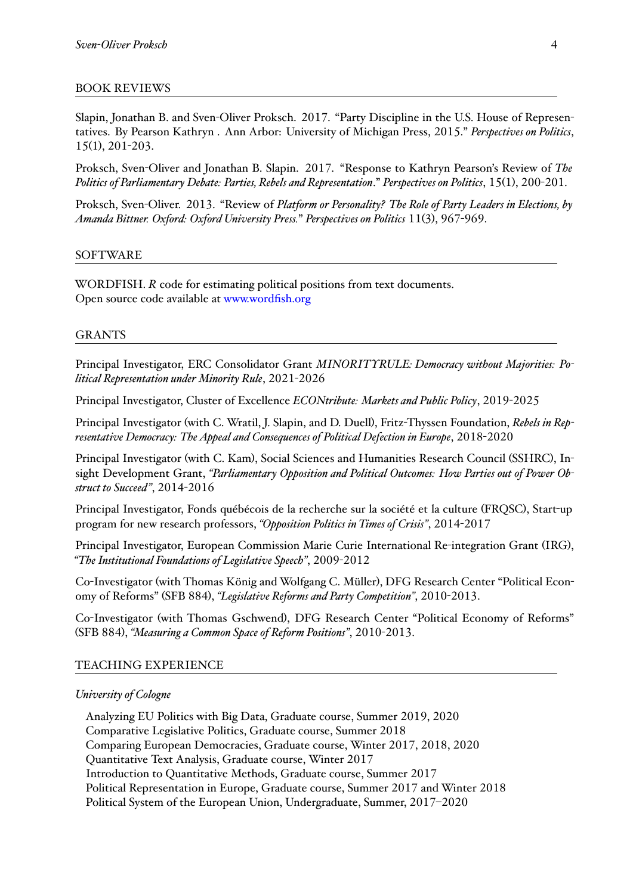## BOOK REVIEWS

Slapin, Jonathan B. and Sven-Oliver Proksch. 2017. "Party Discipline in the U.S. House of Representatives. By Pearson Kathryn . Ann Arbor: University of Michigan Press, 2015." *Perspectives on Politics*, 15(1), 201-203.

Proksch, Sven-Oliver and Jonathan B. Slapin. 2017. "Response to Kathryn Pearson's Review of *The Politics of Parliamentary Debate: Parties, Rebels and Representation*." *Perspectives on Politics*, 15(1), 200-201.

Proksch, Sven-Oliver. 2013. "Review of *Platform or Personality? The Role of Party Leaders in Elections, by Amanda Bittner. Oxford: Oxford University Press.*" *Perspectives on Politics* 11(3), 967-969.

## SOFTWARE

WORDFISH. *R* code for estimating political positions from text documents.
Open source code available at www.wordfish.org

## GRANTS

Principal Investigator, ERC Consolidator Grant *MINORITYRULE: Democracy without Majorities: Political Representation under Minority Rule*, 2021-2026

Principal Investigator, Cluster of Excellence *ECONtribute: Markets and Public Policy*, 2019-2025

Principal Investigator (with C. Wratil, J. Slapin, and D. Duell), Fritz-Thyssen Foundation, *Rebels in Representative Democracy: The Appeal and Consequences of Political Defection in Europe*, 2018-2020

Principal Investigator (with C. Kam), Social Sciences and Humanities Research Council (SSHRC), Insight Development Grant, *"Parliamentary Opposition and Political Outcomes: How Parties out of Power Obstruct to Succeed"*, 2014-2016

Principal Investigator, Fonds québécois de la recherche sur la société et la culture (FRQSC), Start-up program for new research professors, *"Opposition Politics in Times of Crisis"*, 2014-2017

Principal Investigator, European Commission Marie Curie International Re-integration Grant (IRG), *"The Institutional Foundations of Legislative Speech"*, 2009-2012

Co-Investigator (with Thomas König and Wolfgang C. Müller), DFG Research Center "Political Economy of Reforms" (SFB 884), *"Legislative Reforms and Party Competition"*, 2010-2013.

Co-Investigator (with Thomas Gschwend), DFG Research Center "Political Economy of Reforms" (SFB 884), *"Measuring a Common Space of Reform Positions"*, 2010-2013.

## TEACHING EXPERIENCE

*University of Cologne*

Analyzing EU Politics with Big Data, Graduate course, Summer 2019, 2020
Comparative Legislative Politics, Graduate course, Summer 2018
Comparing European Democracies, Graduate course, Winter 2017, 2018, 2020
Quantitative Text Analysis, Graduate course, Winter 2017
Introduction to Quantitative Methods, Graduate course, Summer 2017
Political Representation in Europe, Graduate course, Summer 2017 and Winter 2018
Political System of the European Union, Undergraduate, Summer, 2017–2020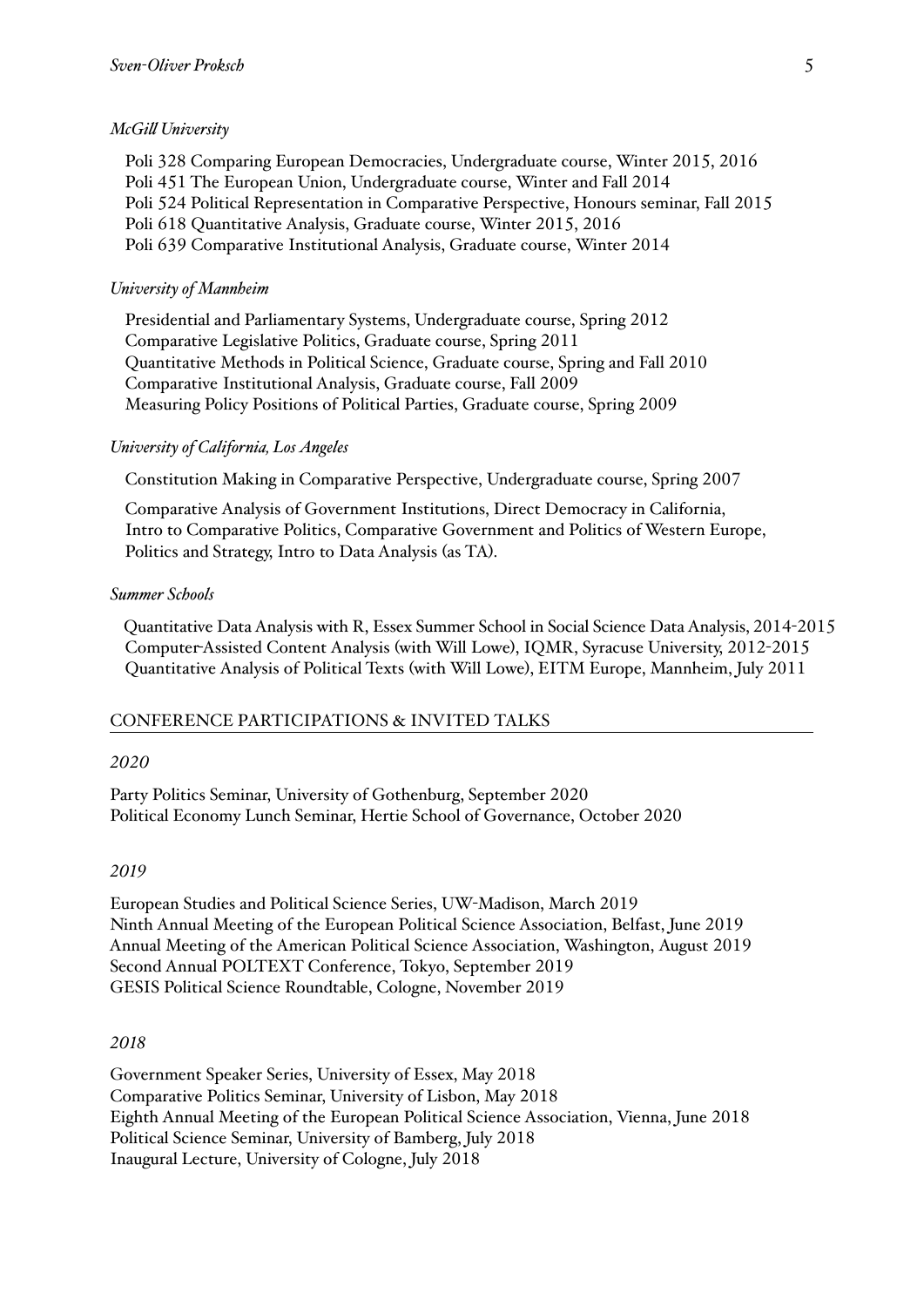*McGill University*

Poli 328 Comparing European Democracies, Undergraduate course, Winter 2015, 2016
Poli 451 The European Union, Undergraduate course, Winter and Fall 2014
Poli 524 Political Representation in Comparative Perspective, Honours seminar, Fall 2015
Poli 618 Quantitative Analysis, Graduate course, Winter 2015, 2016
Poli 639 Comparative Institutional Analysis, Graduate course, Winter 2014

*University of Mannheim*

Presidential and Parliamentary Systems, Undergraduate course, Spring 2012
Comparative Legislative Politics, Graduate course, Spring 2011
Quantitative Methods in Political Science, Graduate course, Spring and Fall 2010
Comparative Institutional Analysis, Graduate course, Fall 2009
Measuring Policy Positions of Political Parties, Graduate course, Spring 2009

*University of California, Los Angeles*

Constitution Making in Comparative Perspective, Undergraduate course, Spring 2007

Comparative Analysis of Government Institutions, Direct Democracy in California, Intro to Comparative Politics, Comparative Government and Politics of Western Europe, Politics and Strategy, Intro to Data Analysis (as TA).

*Summer Schools*

Quantitative Data Analysis with R, Essex Summer School in Social Science Data Analysis, 2014-2015
Computer-Assisted Content Analysis (with Will Lowe), IQMR, Syracuse University, 2012-2015
Quantitative Analysis of Political Texts (with Will Lowe), EITM Europe, Mannheim, July 2011

## CONFERENCE PARTICIPATIONS & INVITED TALKS

*2020*

Party Politics Seminar, University of Gothenburg, September 2020
Political Economy Lunch Seminar, Hertie School of Governance, October 2020

*2019*

European Studies and Political Science Series, UW-Madison, March 2019
Ninth Annual Meeting of the European Political Science Association, Belfast, June 2019
Annual Meeting of the American Political Science Association, Washington, August 2019
Second Annual POLTEXT Conference, Tokyo, September 2019
GESIS Political Science Roundtable, Cologne, November 2019

*2018*

Government Speaker Series, University of Essex, May 2018
Comparative Politics Seminar, University of Lisbon, May 2018
Eighth Annual Meeting of the European Political Science Association, Vienna, June 2018
Political Science Seminar, University of Bamberg, July 2018
Inaugural Lecture, University of Cologne, July 2018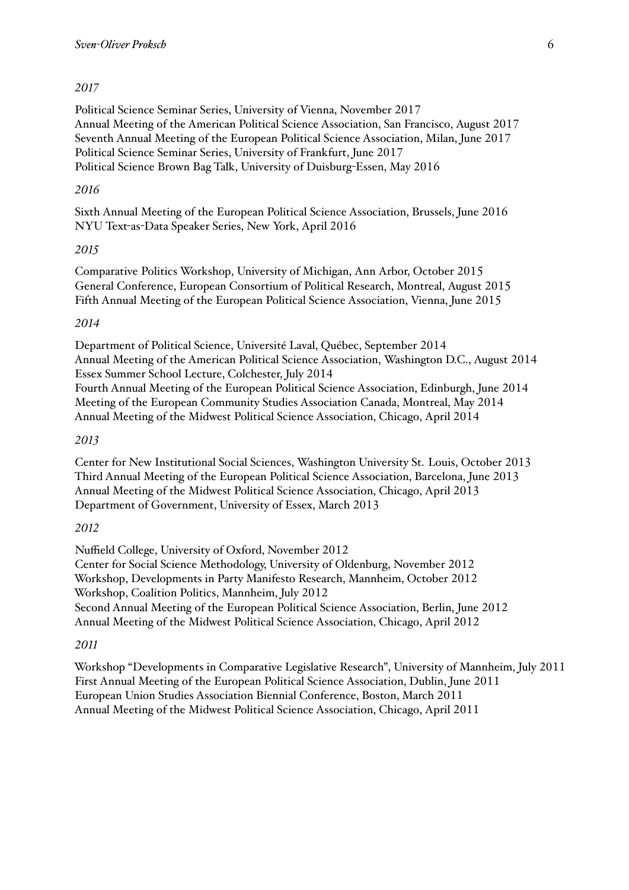*2017*

Political Science Seminar Series, University of Vienna, November 2017
Annual Meeting of the American Political Science Association, San Francisco, August 2017
Seventh Annual Meeting of the European Political Science Association, Milan, June 2017
Political Science Seminar Series, University of Frankfurt, June 2017
Political Science Brown Bag Talk, University of Duisburg-Essen, May 2016

*2016*

Sixth Annual Meeting of the European Political Science Association, Brussels, June 2016
NYU Text-as-Data Speaker Series, New York, April 2016

*2015*

Comparative Politics Workshop, University of Michigan, Ann Arbor, October 2015
General Conference, European Consortium of Political Research, Montreal, August 2015
Fifth Annual Meeting of the European Political Science Association, Vienna, June 2015

*2014*

Department of Political Science, Université Laval, Québec, September 2014
Annual Meeting of the American Political Science Association, Washington D.C., August 2014
Essex Summer School Lecture, Colchester, July 2014
Fourth Annual Meeting of the European Political Science Association, Edinburgh, June 2014
Meeting of the European Community Studies Association Canada, Montreal, May 2014
Annual Meeting of the Midwest Political Science Association, Chicago, April 2014

*2013*

Center for New Institutional Social Sciences, Washington University St. Louis, October 2013
Third Annual Meeting of the European Political Science Association, Barcelona, June 2013
Annual Meeting of the Midwest Political Science Association, Chicago, April 2013
Department of Government, University of Essex, March 2013

*2012*

Nuffield College, University of Oxford, November 2012
Center for Social Science Methodology, University of Oldenburg, November 2012
Workshop, Developments in Party Manifesto Research, Mannheim, October 2012
Workshop, Coalition Politics, Mannheim, July 2012
Second Annual Meeting of the European Political Science Association, Berlin, June 2012
Annual Meeting of the Midwest Political Science Association, Chicago, April 2012

*2011*

Workshop "Developments in Comparative Legislative Research", University of Mannheim, July 2011
First Annual Meeting of the European Political Science Association, Dublin, June 2011
European Union Studies Association Biennial Conference, Boston, March 2011
Annual Meeting of the Midwest Political Science Association, Chicago, April 2011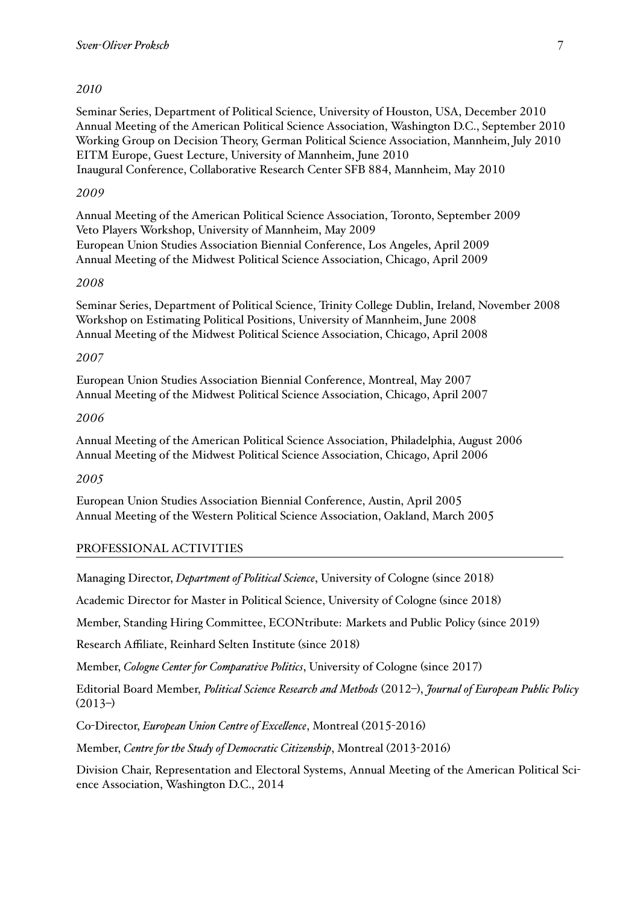*2010*

Seminar Series, Department of Political Science, University of Houston, USA, December 2010
Annual Meeting of the American Political Science Association, Washington D.C., September 2010
Working Group on Decision Theory, German Political Science Association, Mannheim, July 2010
EITM Europe, Guest Lecture, University of Mannheim, June 2010
Inaugural Conference, Collaborative Research Center SFB 884, Mannheim, May 2010

*2009*

Annual Meeting of the American Political Science Association, Toronto, September 2009
Veto Players Workshop, University of Mannheim, May 2009
European Union Studies Association Biennial Conference, Los Angeles, April 2009
Annual Meeting of the Midwest Political Science Association, Chicago, April 2009

*2008*

Seminar Series, Department of Political Science, Trinity College Dublin, Ireland, November 2008
Workshop on Estimating Political Positions, University of Mannheim, June 2008
Annual Meeting of the Midwest Political Science Association, Chicago, April 2008

*2007*

European Union Studies Association Biennial Conference, Montreal, May 2007
Annual Meeting of the Midwest Political Science Association, Chicago, April 2007

*2006*

Annual Meeting of the American Political Science Association, Philadelphia, August 2006
Annual Meeting of the Midwest Political Science Association, Chicago, April 2006

*2005*

European Union Studies Association Biennial Conference, Austin, April 2005
Annual Meeting of the Western Political Science Association, Oakland, March 2005

## PROFESSIONAL ACTIVITIES

Managing Director, *Department of Political Science*, University of Cologne (since 2018)

Academic Director for Master in Political Science, University of Cologne (since 2018)

Member, Standing Hiring Committee, ECONtribute: Markets and Public Policy (since 2019)

Research Affiliate, Reinhard Selten Institute (since 2018)

Member, *Cologne Center for Comparative Politics*, University of Cologne (since 2017)

Editorial Board Member, *Political Science Research and Methods* (2012–), *Journal of European Public Policy* (2013–)

Co-Director, *European Union Centre of Excellence*, Montreal (2015-2016)

Member, *Centre for the Study of Democratic Citizenship*, Montreal (2013-2016)

Division Chair, Representation and Electoral Systems, Annual Meeting of the American Political Science Association, Washington D.C., 2014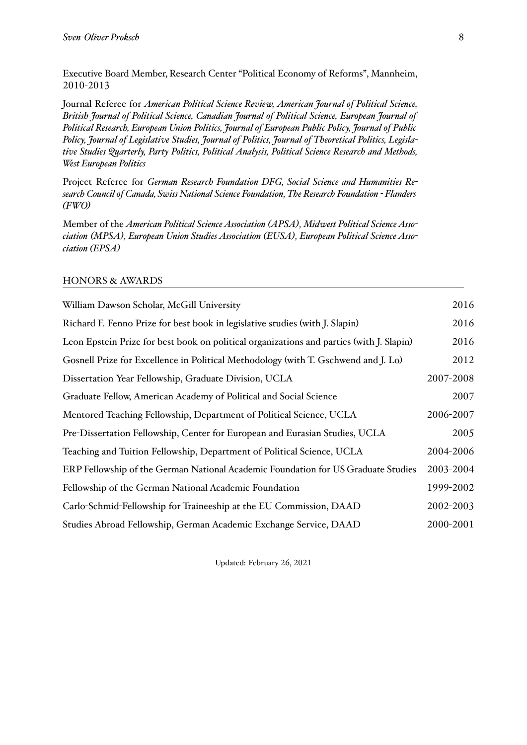Executive Board Member, Research Center "Political Economy of Reforms", Mannheim, 2010-2013

Journal Referee for *American Political Science Review, American Journal of Political Science, British Journal of Political Science, Canadian Journal of Political Science, European Journal of Political Research, European Union Politics, Journal of European Public Policy, Journal of Public Policy, Journal of Legislative Studies, Journal of Politics, Journal of Theoretical Politics, Legislative Studies Quarterly, Party Politics, Political Analysis, Political Science Research and Methods, West European Politics*

Project Referee for *German Research Foundation DFG, Social Science and Humanities Research Council of Canada, Swiss National Science Foundation, The Research Foundation - Flanders (FWO)*

Member of the *American Political Science Association (APSA), Midwest Political Science Association (MPSA), European Union Studies Association (EUSA), European Political Science Association (EPSA)*

## HONORS & AWARDS

| | |
|---|---|
| William Dawson Scholar, McGill University | 2016 |
| Richard F. Fenno Prize for best book in legislative studies (with J. Slapin) | 2016 |
| Leon Epstein Prize for best book on political organizations and parties (with J. Slapin) | 2016 |
| Gosnell Prize for Excellence in Political Methodology (with T. Gschwend and J. Lo) | 2012 |
| Dissertation Year Fellowship, Graduate Division, UCLA | 2007-2008 |
| Graduate Fellow, American Academy of Political and Social Science | 2007 |
| Mentored Teaching Fellowship, Department of Political Science, UCLA | 2006-2007 |
| Pre-Dissertation Fellowship, Center for European and Eurasian Studies, UCLA | 2005 |
| Teaching and Tuition Fellowship, Department of Political Science, UCLA | 2004-2006 |
| ERP Fellowship of the German National Academic Foundation for US Graduate Studies | 2003-2004 |
| Fellowship of the German National Academic Foundation | 1999-2002 |
| Carlo-Schmid-Fellowship for Traineeship at the EU Commission, DAAD | 2002-2003 |
| Studies Abroad Fellowship, German Academic Exchange Service, DAAD | 2000-2001 |

Updated: February 26, 2021